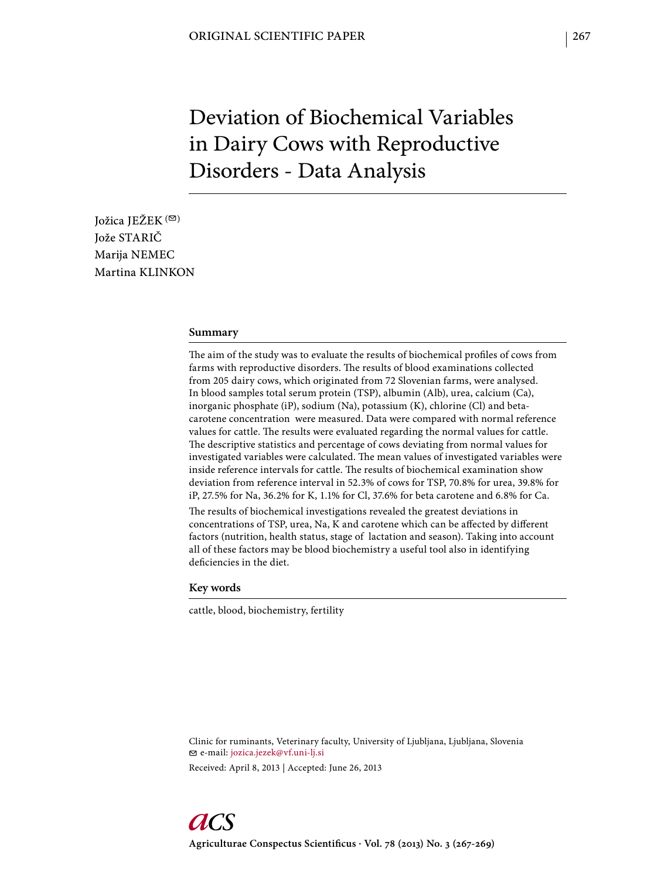ORIGINAL SCIENTIFIC PAPER

# Deviation of Biochemical Variables in Dairy Cows with Reproductive Disorders - Data Analysis

Jožica JEŽEK (✉)
Jože STARIČ
Marija NEMEC
Martina KLINKON

## Summary

The aim of the study was to evaluate the results of biochemical profiles of cows from farms with reproductive disorders. The results of blood examinations collected from 205 dairy cows, which originated from 72 Slovenian farms, were analysed. In blood samples total serum protein (TSP), albumin (Alb), urea, calcium (Ca), inorganic phosphate (iP), sodium (Na), potassium (K), chlorine (Cl) and beta-carotene concentration were measured. Data were compared with normal reference values for cattle. The results were evaluated regarding the normal values for cattle. The descriptive statistics and percentage of cows deviating from normal values for investigated variables were calculated. The mean values of investigated variables were inside reference intervals for cattle. The results of biochemical examination show deviation from reference interval in 52.3% of cows for TSP, 70.8% for urea, 39.8% for iP, 27.5% for Na, 36.2% for K, 1.1% for Cl, 37.6% for beta carotene and 6.8% for Ca.

The results of biochemical investigations revealed the greatest deviations in concentrations of TSP, urea, Na, K and carotene which can be affected by different factors (nutrition, health status, stage of lactation and season). Taking into account all of these factors may be blood biochemistry a useful tool also in identifying deficiencies in the diet.

## Key words

cattle, blood, biochemistry, fertility

Clinic for ruminants, Veterinary faculty, University of Ljubljana, Ljubljana, Slovenia
✉ e-mail: jozica.jezek@vf.uni-lj.si

Received: April 8, 2013 | Accepted: June 26, 2013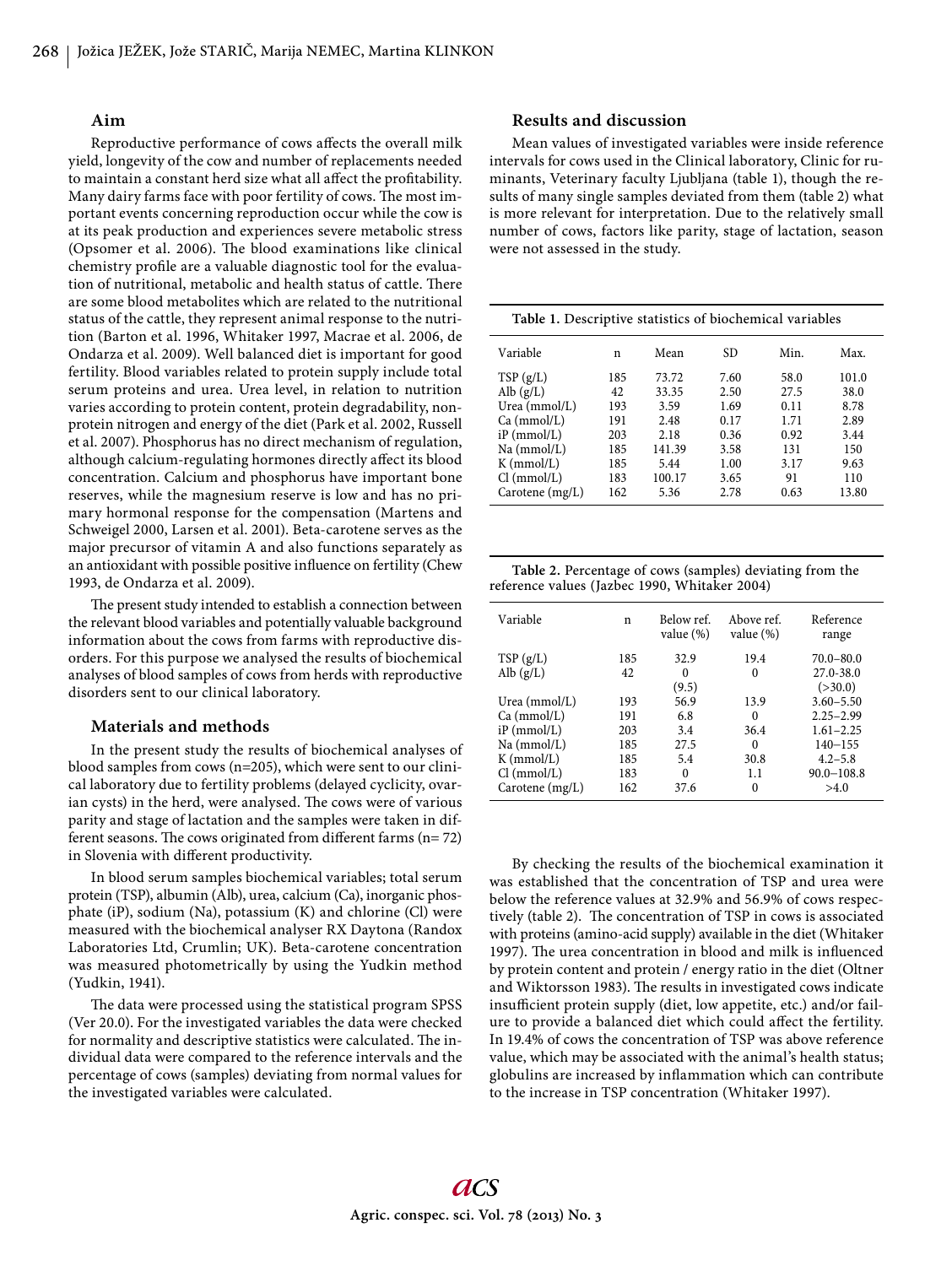### Aim

Reproductive performance of cows affects the overall milk yield, longevity of the cow and number of replacements needed to maintain a constant herd size what all affect the profitability. Many dairy farms face with poor fertility of cows. The most important events concerning reproduction occur while the cow is at its peak production and experiences severe metabolic stress (Opsomer et al. 2006). The blood examinations like clinical chemistry profile are a valuable diagnostic tool for the evaluation of nutritional, metabolic and health status of cattle. There are some blood metabolites which are related to the nutritional status of the cattle, they represent animal response to the nutrition (Barton et al. 1996, Whitaker 1997, Macrae et al. 2006, de Ondarza et al. 2009). Well balanced diet is important for good fertility. Blood variables related to protein supply include total serum proteins and urea. Urea level, in relation to nutrition varies according to protein content, protein degradability, non-protein nitrogen and energy of the diet (Park et al. 2002, Russell et al. 2007). Phosphorus has no direct mechanism of regulation, although calcium-regulating hormones directly affect its blood concentration. Calcium and phosphorus have important bone reserves, while the magnesium reserve is low and has no primary hormonal response for the compensation (Martens and Schweigel 2000, Larsen et al. 2001). Beta-carotene serves as the major precursor of vitamin A and also functions separately as an antioxidant with possible positive influence on fertility (Chew 1993, de Ondarza et al. 2009).

The present study intended to establish a connection between the relevant blood variables and potentially valuable background information about the cows from farms with reproductive disorders. For this purpose we analysed the results of biochemical analyses of blood samples of cows from herds with reproductive disorders sent to our clinical laboratory.

### Materials and methods

In the present study the results of biochemical analyses of blood samples from cows (n=205), which were sent to our clinical laboratory due to fertility problems (delayed cyclicity, ovarian cysts) in the herd, were analysed. The cows were of various parity and stage of lactation and the samples were taken in different seasons. The cows originated from different farms (n= 72) in Slovenia with different productivity.

In blood serum samples biochemical variables; total serum protein (TSP), albumin (Alb), urea, calcium (Ca), inorganic phosphate (iP), sodium (Na), potassium (K) and chlorine (Cl) were measured with the biochemical analyser RX Daytona (Randox Laboratories Ltd, Crumlin; UK). Beta-carotene concentration was measured photometrically by using the Yudkin method (Yudkin, 1941).

The data were processed using the statistical program SPSS (Ver 20.0). For the investigated variables the data were checked for normality and descriptive statistics were calculated. The individual data were compared to the reference intervals and the percentage of cows (samples) deviating from normal values for the investigated variables were calculated.

### Results and discussion

Mean values of investigated variables were inside reference intervals for cows used in the Clinical laboratory, Clinic for ruminants, Veterinary faculty Ljubljana (table 1), though the results of many single samples deviated from them (table 2) what is more relevant for interpretation. Due to the relatively small number of cows, factors like parity, stage of lactation, season were not assessed in the study.

**Table 1.** Descriptive statistics of biochemical variables

| Variable | n | Mean | SD | Min. | Max. |
|---|---|---|---|---|---|
| TSP (g/L) | 185 | 73.72 | 7.60 | 58.0 | 101.0 |
| Alb (g/L) | 42 | 33.35 | 2.50 | 27.5 | 38.0 |
| Urea (mmol/L) | 193 | 3.59 | 1.69 | 0.11 | 8.78 |
| Ca (mmol/L) | 191 | 2.48 | 0.17 | 1.71 | 2.89 |
| iP (mmol/L) | 203 | 2.18 | 0.36 | 0.92 | 3.44 |
| Na (mmol/L) | 185 | 141.39 | 3.58 | 131 | 150 |
| K (mmol/L) | 185 | 5.44 | 1.00 | 3.17 | 9.63 |
| Cl (mmol/L) | 183 | 100.17 | 3.65 | 91 | 110 |
| Carotene (mg/L) | 162 | 5.36 | 2.78 | 0.63 | 13.80 |

**Table 2.** Percentage of cows (samples) deviating from the reference values (Jazbec 1990, Whitaker 2004)

| Variable | n | Below ref. value (%) | Above ref. value (%) | Reference range |
|---|---|---|---|---|
| TSP (g/L) | 185 | 32.9 | 19.4 | 70.0–80.0 |
| Alb (g/L) | 42 | 0<br>(9.5) | 0 | 27.0-38.0<br>(>30.0) |
| Urea (mmol/L) | 193 | 56.9 | 13.9 | 3.60–5.50 |
| Ca (mmol/L) | 191 | 6.8 | 0 | 2.25–2.99 |
| iP (mmol/L) | 203 | 3.4 | 36.4 | 1.61–2.25 |
| Na (mmol/L) | 185 | 27.5 | 0 | 140–155 |
| K (mmol/L) | 185 | 5.4 | 30.8 | 4.2–5.8 |
| Cl (mmol/L) | 183 | 0 | 1.1 | 90.0–108.8 |
| Carotene (mg/L) | 162 | 37.6 | 0 | >4.0 |

By checking the results of the biochemical examination it was established that the concentration of TSP and urea were below the reference values at 32.9% and 56.9% of cows respectively (table 2). The concentration of TSP in cows is associated with proteins (amino-acid supply) available in the diet (Whitaker 1997). The urea concentration in blood and milk is influenced by protein content and protein / energy ratio in the diet (Oltner and Wiktorsson 1983). The results in investigated cows indicate insufficient protein supply (diet, low appetite, etc.) and/or failure to provide a balanced diet which could affect the fertility. In 19.4% of cows the concentration of TSP was above reference value, which may be associated with the animal's health status; globulins are increased by inflammation which can contribute to the increase in TSP concentration (Whitaker 1997).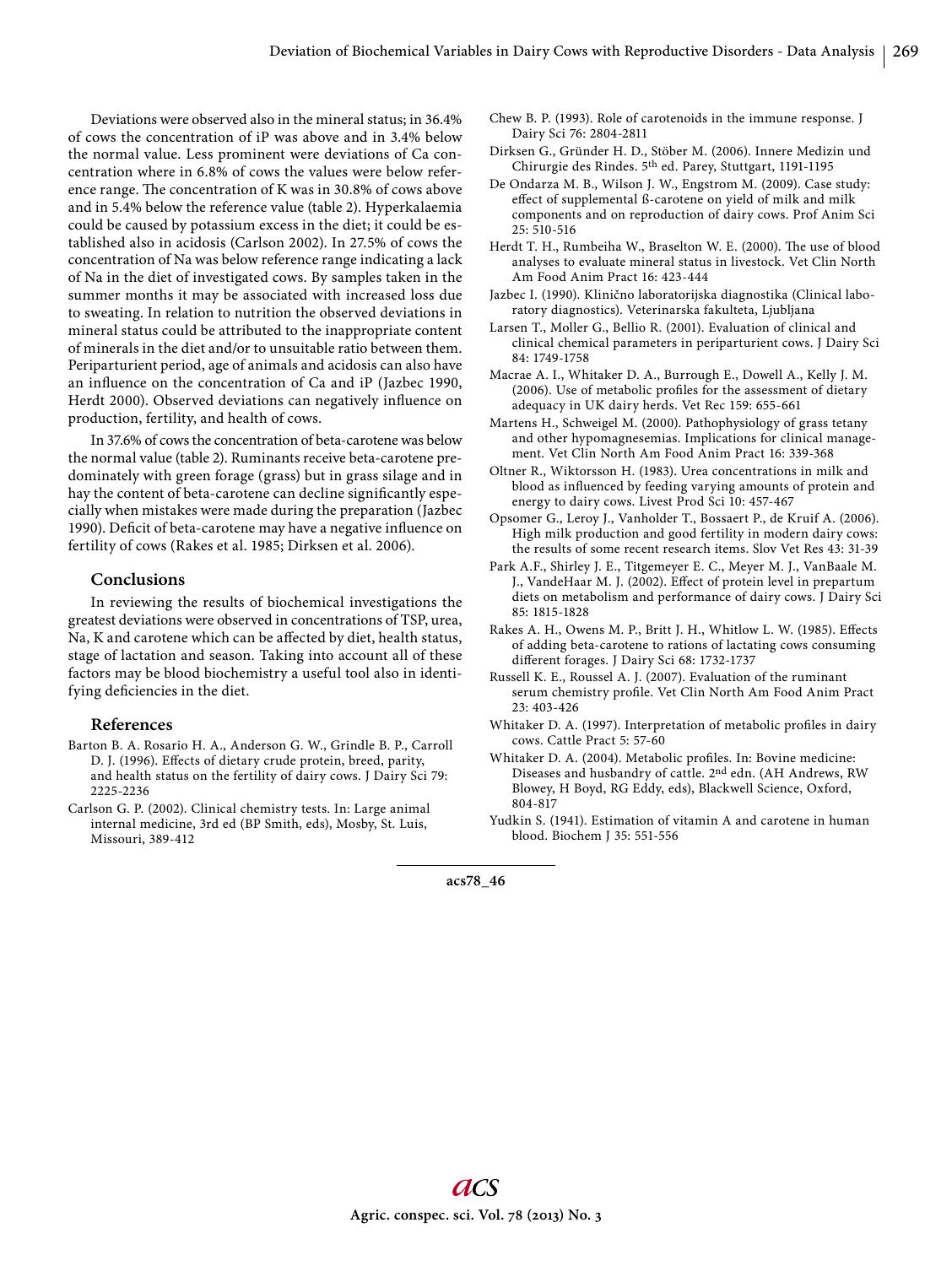Deviations were observed also in the mineral status; in 36.4% of cows the concentration of iP was above and in 3.4% below the normal value. Less prominent were deviations of Ca concentration where in 6.8% of cows the values were below reference range. The concentration of K was in 30.8% of cows above and in 5.4% below the reference value (table 2). Hyperkalaemia could be caused by potassium excess in the diet; it could be established also in acidosis (Carlson 2002). In 27.5% of cows the concentration of Na was below reference range indicating a lack of Na in the diet of investigated cows. By samples taken in the summer months it may be associated with increased loss due to sweating. In relation to nutrition the observed deviations in mineral status could be attributed to the inappropriate content of minerals in the diet and/or to unsuitable ratio between them. Periparturient period, age of animals and acidosis can also have an influence on the concentration of Ca and iP (Jazbec 1990, Herdt 2000). Observed deviations can negatively influence on production, fertility, and health of cows.

In 37.6% of cows the concentration of beta-carotene was below the normal value (table 2). Ruminants receive beta-carotene predominately with green forage (grass) but in grass silage and in hay the content of beta-carotene can decline significantly especially when mistakes were made during the preparation (Jazbec 1990). Deficit of beta-carotene may have a negative influence on fertility of cows (Rakes et al. 1985; Dirksen et al. 2006).

## Conclusions

In reviewing the results of biochemical investigations the greatest deviations were observed in concentrations of TSP, urea, Na, K and carotene which can be affected by diet, health status, stage of lactation and season. Taking into account all of these factors may be blood biochemistry a useful tool also in identifying deficiencies in the diet.

## References

Barton B. A. Rosario H. A., Anderson G. W., Grindle B. P., Carroll D. J. (1996). Effects of dietary crude protein, breed, parity, and health status on the fertility of dairy cows. J Dairy Sci 79: 2225-2236

Carlson G. P. (2002). Clinical chemistry tests. In: Large animal internal medicine, 3rd ed (BP Smith, eds), Mosby, St. Luis, Missouri, 389-412

Chew B. P. (1993). Role of carotenoids in the immune response. J Dairy Sci 76: 2804-2811

Dirksen G., Gründer H. D., Stöber M. (2006). Innere Medizin und Chirurgie des Rindes. 5th ed. Parey, Stuttgart, 1191-1195

De Ondarza M. B., Wilson J. W., Engstrom M. (2009). Case study: effect of supplemental ß-carotene on yield of milk and milk components and on reproduction of dairy cows. Prof Anim Sci 25: 510-516

Herdt T. H., Rumbeiha W., Braselton W. E. (2000). The use of blood analyses to evaluate mineral status in livestock. Vet Clin North Am Food Anim Pract 16: 423-444

Jazbec I. (1990). Klinično laboratorijska diagnostika (Clinical laboratory diagnostics). Veterinarska fakulteta, Ljubljana

Larsen T., Moller G., Bellio R. (2001). Evaluation of clinical and clinical chemical parameters in periparturient cows. J Dairy Sci 84: 1749-1758

Macrae A. I., Whitaker D. A., Burrough E., Dowell A., Kelly J. M. (2006). Use of metabolic profiles for the assessment of dietary adequacy in UK dairy herds. Vet Rec 159: 655-661

Martens H., Schweigel M. (2000). Pathophysiology of grass tetany and other hypomagnesemias. Implications for clinical management. Vet Clin North Am Food Anim Pract 16: 339-368

Oltner R., Wiktorsson H. (1983). Urea concentrations in milk and blood as influenced by feeding varying amounts of protein and energy to dairy cows. Livest Prod Sci 10: 457-467

Opsomer G., Leroy J., Vanholder T., Bossaert P., de Kruif A. (2006). High milk production and good fertility in modern dairy cows: the results of some recent research items. Slov Vet Res 43: 31-39

Park A.F., Shirley J. E., Titgemeyer E. C., Meyer M. J., VanBaale M. J., VandeHaar M. J. (2002). Effect of protein level in prepartum diets on metabolism and performance of dairy cows. J Dairy Sci 85: 1815-1828

Rakes A. H., Owens M. P., Britt J. H., Whitlow L. W. (1985). Effects of adding beta-carotene to rations of lactating cows consuming different forages. J Dairy Sci 68: 1732-1737

Russell K. E., Roussel A. J. (2007). Evaluation of the ruminant serum chemistry profile. Vet Clin North Am Food Anim Pract 23: 403-426

Whitaker D. A. (1997). Interpretation of metabolic profiles in dairy cows. Cattle Pract 5: 57-60

Whitaker D. A. (2004). Metabolic profiles. In: Bovine medicine: Diseases and husbandry of cattle. 2nd edn. (AH Andrews, RW Blowey, H Boyd, RG Eddy, eds), Blackwell Science, Oxford, 804-817

Yudkin S. (1941). Estimation of vitamin A and carotene in human blood. Biochem J 35: 551-556

acs78_46